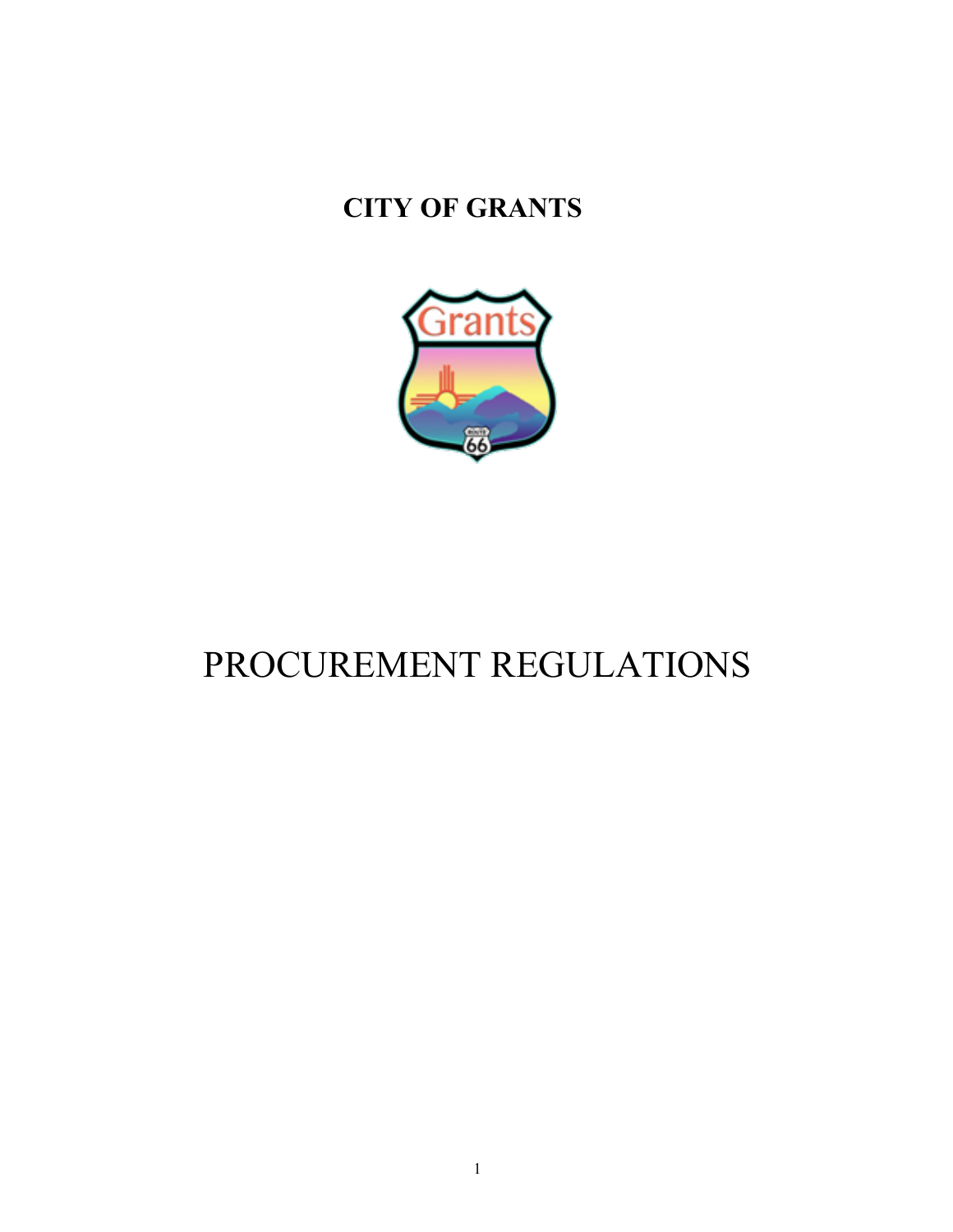**CITY OF GRANTS**

# PROCUREMENT REGULATIONS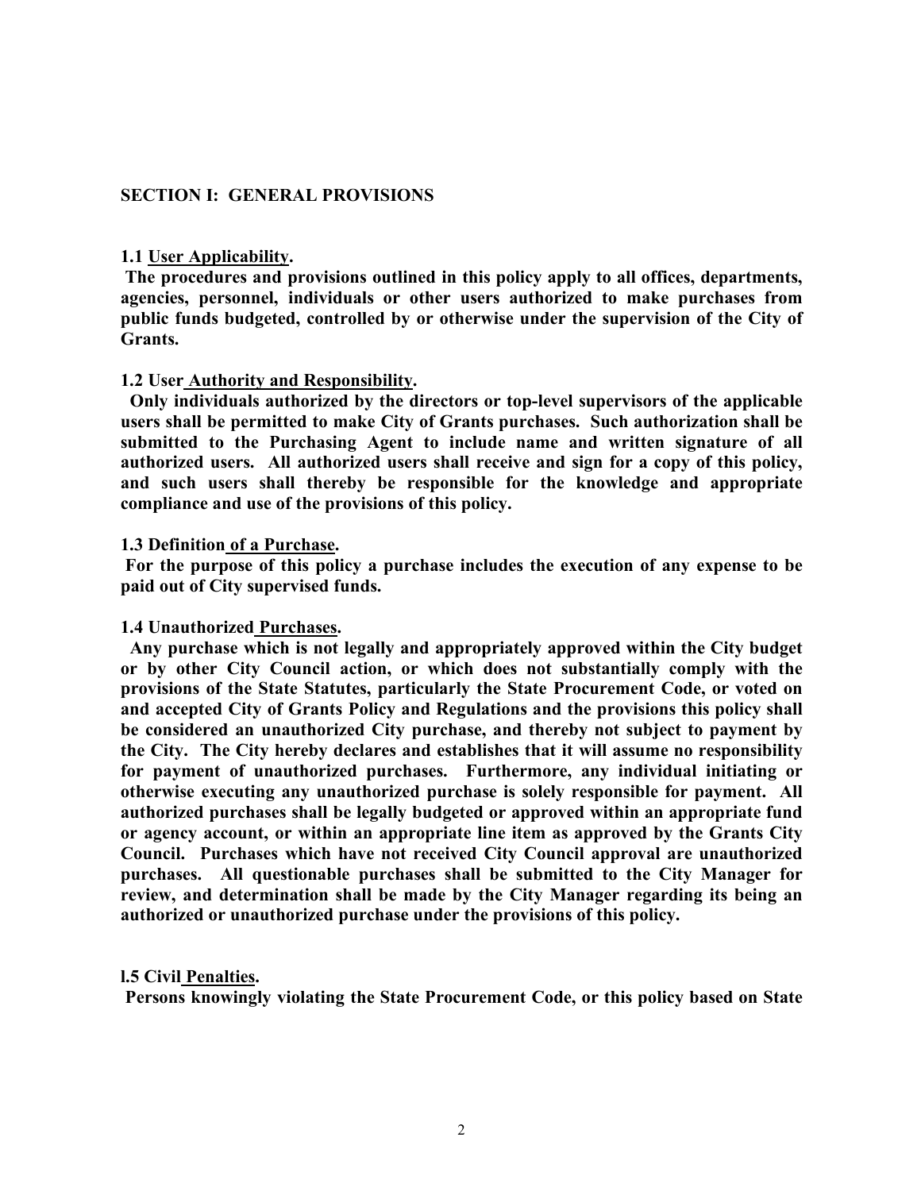## SECTION I: GENERAL PROVISIONS

**1.1 User Applicability.**

**The procedures and provisions outlined in this policy apply to all offices, departments, agencies, personnel, individuals or other users authorized to make purchases from public funds budgeted, controlled by or otherwise under the supervision of the City of Grants.**

**1.2 User Authority and Responsibility.**

**Only individuals authorized by the directors or top-level supervisors of the applicable users shall be permitted to make City of Grants purchases. Such authorization shall be submitted to the Purchasing Agent to include name and written signature of all authorized users. All authorized users shall receive and sign for a copy of this policy, and such users shall thereby be responsible for the knowledge and appropriate compliance and use of the provisions of this policy.**

**1.3 Definition of a Purchase.**

**For the purpose of this policy a purchase includes the execution of any expense to be paid out of City supervised funds.**

**1.4 Unauthorized Purchases.**

**Any purchase which is not legally and appropriately approved within the City budget or by other City Council action, or which does not substantially comply with the provisions of the State Statutes, particularly the State Procurement Code, or voted on and accepted City of Grants Policy and Regulations and the provisions this policy shall be considered an unauthorized City purchase, and thereby not subject to payment by the City. The City hereby declares and establishes that it will assume no responsibility for payment of unauthorized purchases. Furthermore, any individual initiating or otherwise executing any unauthorized purchase is solely responsible for payment. All authorized purchases shall be legally budgeted or approved within an appropriate fund or agency account, or within an appropriate line item as approved by the Grants City Council. Purchases which have not received City Council approval are unauthorized purchases. All questionable purchases shall be submitted to the City Manager for review, and determination shall be made by the City Manager regarding its being an authorized or unauthorized purchase under the provisions of this policy.**

**l.5 Civil Penalties.**

**Persons knowingly violating the State Procurement Code, or this policy based on State**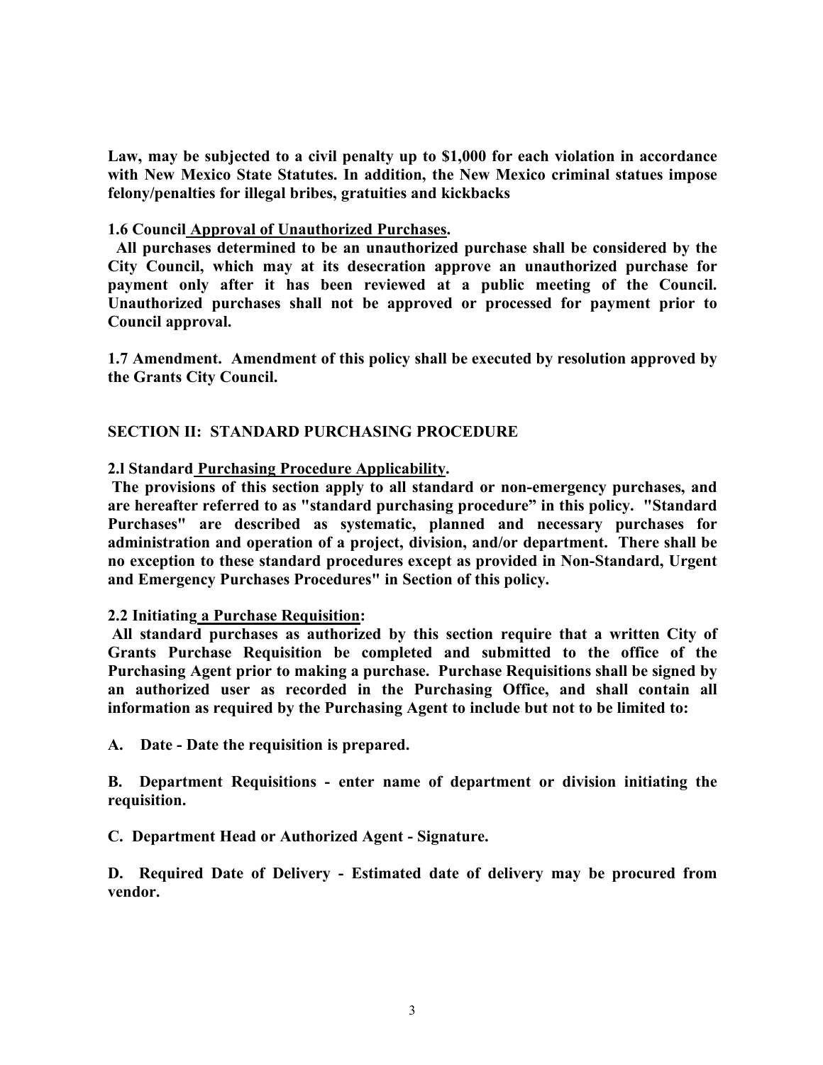**Law, may be subjected to a civil penalty up to $1,000 for each violation in accordance with New Mexico State Statutes. In addition, the New Mexico criminal statues impose felony/penalties for illegal bribes, gratuities and kickbacks**

**1.6 Council Approval of Unauthorized Purchases.**

**All purchases determined to be an unauthorized purchase shall be considered by the City Council, which may at its desecration approve an unauthorized purchase for payment only after it has been reviewed at a public meeting of the Council. Unauthorized purchases shall not be approved or processed for payment prior to Council approval.**

**1.7 Amendment. Amendment of this policy shall be executed by resolution approved by the Grants City Council.**

## SECTION II: STANDARD PURCHASING PROCEDURE

**2.l Standard Purchasing Procedure Applicability.**

**The provisions of this section apply to all standard or non-emergency purchases, and are hereafter referred to as "standard purchasing procedure" in this policy. "Standard Purchases" are described as systematic, planned and necessary purchases for administration and operation of a project, division, and/or department. There shall be no exception to these standard procedures except as provided in Non-Standard, Urgent and Emergency Purchases Procedures" in Section of this policy.**

**2.2 Initiating a Purchase Requisition:**

**All standard purchases as authorized by this section require that a written City of Grants Purchase Requisition be completed and submitted to the office of the Purchasing Agent prior to making a purchase. Purchase Requisitions shall be signed by an authorized user as recorded in the Purchasing Office, and shall contain all information as required by the Purchasing Agent to include but not to be limited to:**

**A. Date - Date the requisition is prepared.**

**B. Department Requisitions - enter name of department or division initiating the requisition.**

**C. Department Head or Authorized Agent - Signature.**

**D. Required Date of Delivery - Estimated date of delivery may be procured from vendor.**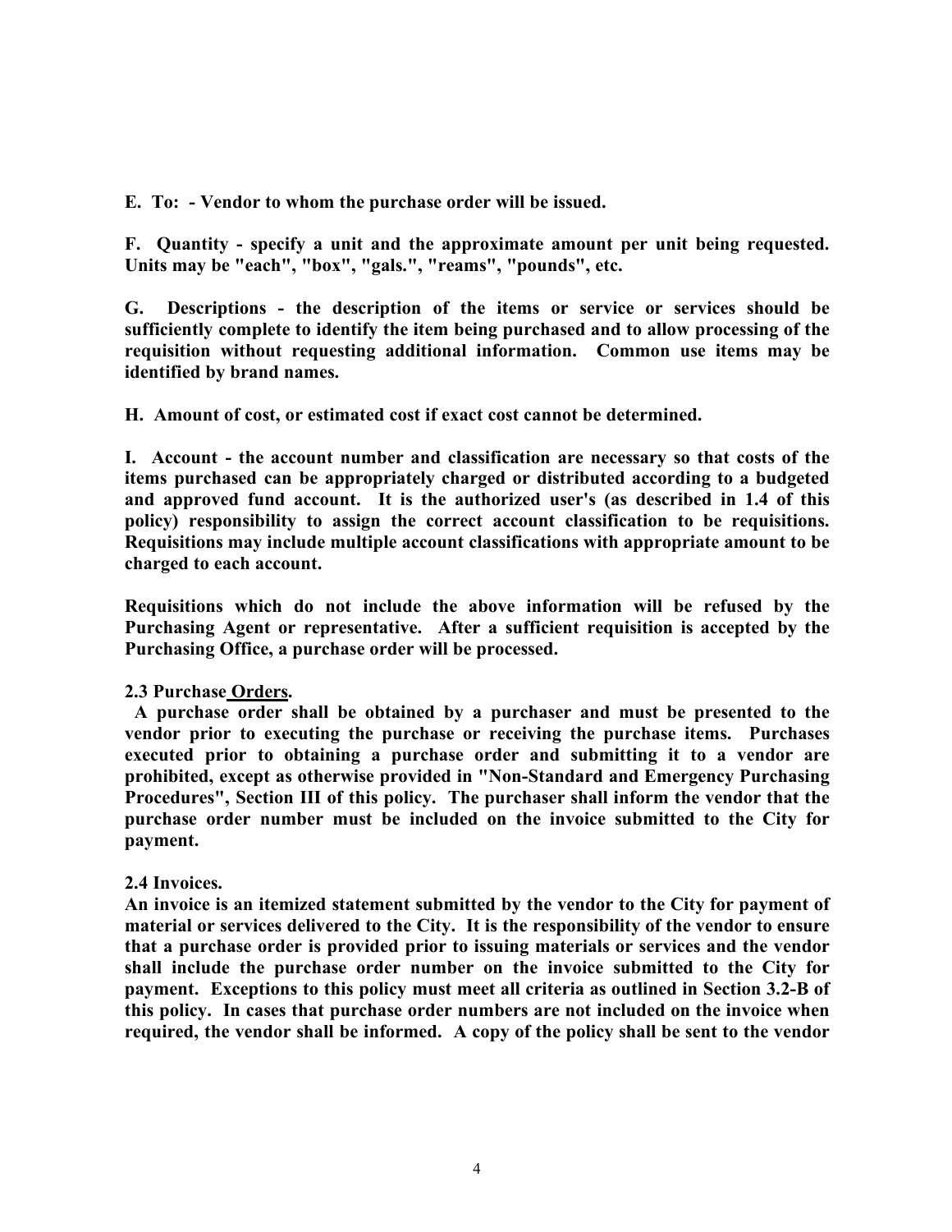**E. To: - Vendor to whom the purchase order will be issued.**

**F. Quantity - specify a unit and the approximate amount per unit being requested. Units may be "each", "box", "gals.", "reams", "pounds", etc.**

**G. Descriptions - the description of the items or service or services should be sufficiently complete to identify the item being purchased and to allow processing of the requisition without requesting additional information. Common use items may be identified by brand names.**

**H. Amount of cost, or estimated cost if exact cost cannot be determined.**

**I. Account - the account number and classification are necessary so that costs of the items purchased can be appropriately charged or distributed according to a budgeted and approved fund account. It is the authorized user's (as described in 1.4 of this policy) responsibility to assign the correct account classification to be requisitions. Requisitions may include multiple account classifications with appropriate amount to be charged to each account.**

**Requisitions which do not include the above information will be refused by the Purchasing Agent or representative. After a sufficient requisition is accepted by the Purchasing Office, a purchase order will be processed.**

**2.3 Purchase Orders.**

**A purchase order shall be obtained by a purchaser and must be presented to the vendor prior to executing the purchase or receiving the purchase items. Purchases executed prior to obtaining a purchase order and submitting it to a vendor are prohibited, except as otherwise provided in "Non-Standard and Emergency Purchasing Procedures", Section III of this policy. The purchaser shall inform the vendor that the purchase order number must be included on the invoice submitted to the City for payment.**

**2.4 Invoices.**

**An invoice is an itemized statement submitted by the vendor to the City for payment of material or services delivered to the City. It is the responsibility of the vendor to ensure that a purchase order is provided prior to issuing materials or services and the vendor shall include the purchase order number on the invoice submitted to the City for payment. Exceptions to this policy must meet all criteria as outlined in Section 3.2-B of this policy. In cases that purchase order numbers are not included on the invoice when required, the vendor shall be informed. A copy of the policy shall be sent to the vendor**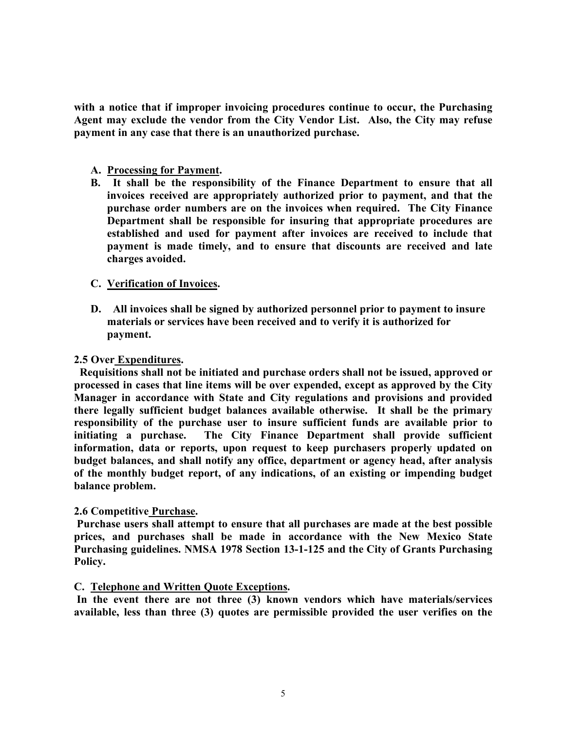**with a notice that if improper invoicing procedures continue to occur, the Purchasing Agent may exclude the vendor from the City Vendor List. Also, the City may refuse payment in any case that there is an unauthorized purchase.**

A. **<u>Processing for Payment</u>.**
B. **It shall be the responsibility of the Finance Department to ensure that all invoices received are appropriately authorized prior to payment, and that the purchase order numbers are on the invoices when required. The City Finance Department shall be responsible for insuring that appropriate procedures are established and used for payment after invoices are received to include that payment is made timely, and to ensure that discounts are received and late charges avoided.**

C. **<u>Verification of Invoices</u>.**

D. **All invoices shall be signed by authorized personnel prior to payment to insure materials or services have been received and to verify it is authorized for payment.**

**2.5 Over <u>Expenditures</u>.**

**Requisitions shall not be initiated and purchase orders shall not be issued, approved or processed in cases that line items will be over expended, except as approved by the City Manager in accordance with State and City regulations and provisions and provided there legally sufficient budget balances available otherwise. It shall be the primary responsibility of the purchase user to insure sufficient funds are available prior to initiating a purchase. The City Finance Department shall provide sufficient information, data or reports, upon request to keep purchasers properly updated on budget balances, and shall notify any office, department or agency head, after analysis of the monthly budget report, of any indications, of an existing or impending budget balance problem.**

**2.6 Competitive <u>Purchase</u>.**

**Purchase users shall attempt to ensure that all purchases are made at the best possible prices, and purchases shall be made in accordance with the New Mexico State Purchasing guidelines. NMSA 1978 Section 13-1-125 and the City of Grants Purchasing Policy.**

**C. <u>Telephone and Written Quote Exceptions</u>.**

**In the event there are not three (3) known vendors which have materials/services available, less than three (3) quotes are permissible provided the user verifies on the**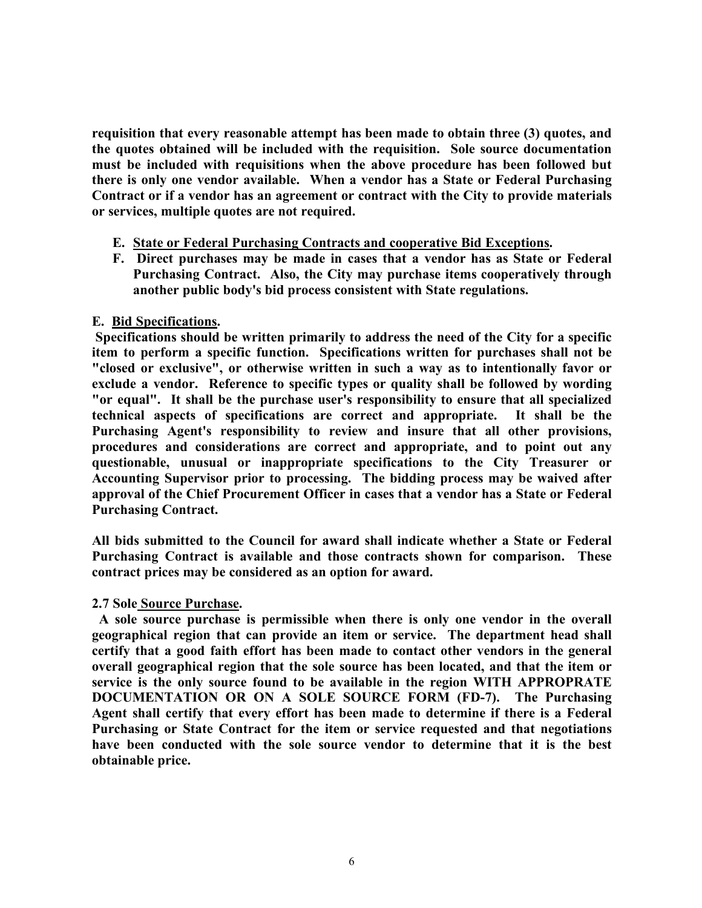**requisition that every reasonable attempt has been made to obtain three (3) quotes, and the quotes obtained will be included with the requisition. Sole source documentation must be included with requisitions when the above procedure has been followed but there is only one vendor available. When a vendor has a State or Federal Purchasing Contract or if a vendor has an agreement or contract with the City to provide materials or services, multiple quotes are not required.**

E. **State or Federal Purchasing Contracts and cooperative Bid Exceptions.**
F. **Direct purchases may be made in cases that a vendor has as State or Federal Purchasing Contract. Also, the City may purchase items cooperatively through another public body's bid process consistent with State regulations.**

**E. Bid Specifications.**

**Specifications should be written primarily to address the need of the City for a specific item to perform a specific function. Specifications written for purchases shall not be "closed or exclusive", or otherwise written in such a way as to intentionally favor or exclude a vendor. Reference to specific types or quality shall be followed by wording "or equal". It shall be the purchase user's responsibility to ensure that all specialized technical aspects of specifications are correct and appropriate. It shall be the Purchasing Agent's responsibility to review and insure that all other provisions, procedures and considerations are correct and appropriate, and to point out any questionable, unusual or inappropriate specifications to the City Treasurer or Accounting Supervisor prior to processing. The bidding process may be waived after approval of the Chief Procurement Officer in cases that a vendor has a State or Federal Purchasing Contract.**

**All bids submitted to the Council for award shall indicate whether a State or Federal Purchasing Contract is available and those contracts shown for comparison. These contract prices may be considered as an option for award.**

**2.7 Sole Source Purchase.**

**A sole source purchase is permissible when there is only one vendor in the overall geographical region that can provide an item or service. The department head shall certify that a good faith effort has been made to contact other vendors in the general overall geographical region that the sole source has been located, and that the item or service is the only source found to be available in the region WITH APPROPRATE DOCUMENTATION OR ON A SOLE SOURCE FORM (FD-7). The Purchasing Agent shall certify that every effort has been made to determine if there is a Federal Purchasing or State Contract for the item or service requested and that negotiations have been conducted with the sole source vendor to determine that it is the best obtainable price.**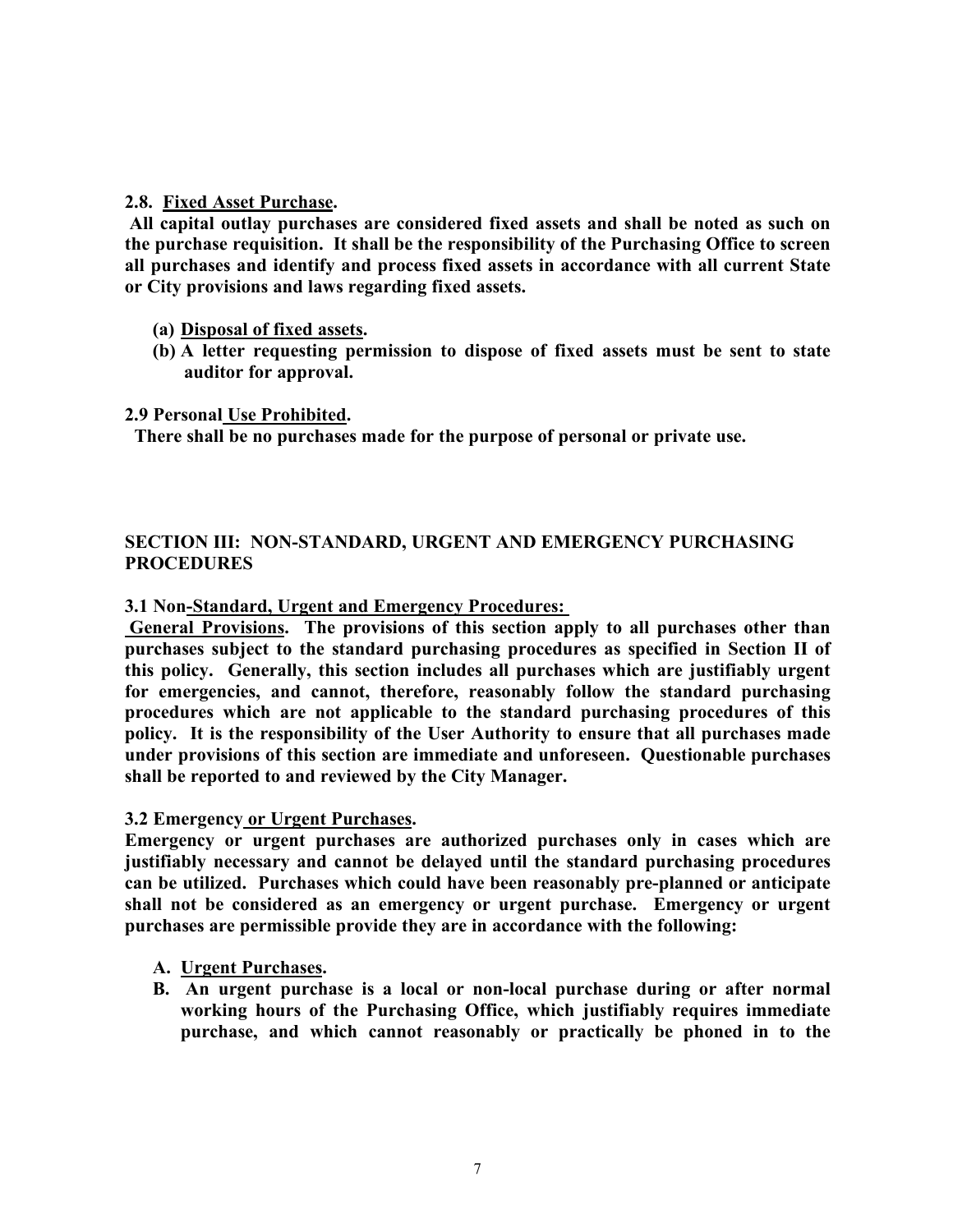**2.8. Fixed Asset Purchase.**

**All capital outlay purchases are considered fixed assets and shall be noted as such on the purchase requisition. It shall be the responsibility of the Purchasing Office to screen all purchases and identify and process fixed assets in accordance with all current State or City provisions and laws regarding fixed assets.**

- **(a) Disposal of fixed assets.**
- **(b) A letter requesting permission to dispose of fixed assets must be sent to state auditor for approval.**

**2.9 Personal Use Prohibited.**

**There shall be no purchases made for the purpose of personal or private use.**

## SECTION III: NON-STANDARD, URGENT AND EMERGENCY PURCHASING PROCEDURES

**3.1 Non-Standard, Urgent and Emergency Procedures:**

**General Provisions. The provisions of this section apply to all purchases other than purchases subject to the standard purchasing procedures as specified in Section II of this policy. Generally, this section includes all purchases which are justifiably urgent for emergencies, and cannot, therefore, reasonably follow the standard purchasing procedures which are not applicable to the standard purchasing procedures of this policy. It is the responsibility of the User Authority to ensure that all purchases made under provisions of this section are immediate and unforeseen. Questionable purchases shall be reported to and reviewed by the City Manager.**

**3.2 Emergency or Urgent Purchases.**

**Emergency or urgent purchases are authorized purchases only in cases which are justifiably necessary and cannot be delayed until the standard purchasing procedures can be utilized. Purchases which could have been reasonably pre-planned or anticipate shall not be considered as an emergency or urgent purchase. Emergency or urgent purchases are permissible provide they are in accordance with the following:**

- **A. Urgent Purchases.**
- **B. An urgent purchase is a local or non-local purchase during or after normal working hours of the Purchasing Office, which justifiably requires immediate purchase, and which cannot reasonably or practically be phoned in to the**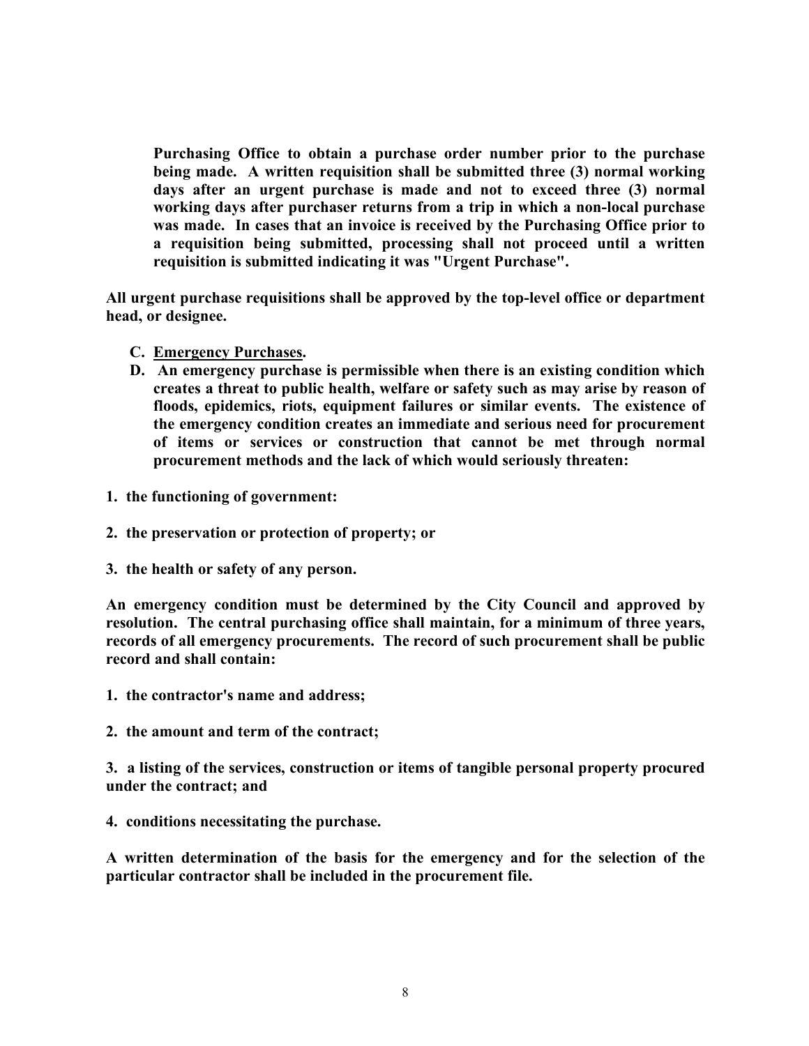**Purchasing Office to obtain a purchase order number prior to the purchase being made. A written requisition shall be submitted three (3) normal working days after an urgent purchase is made and not to exceed three (3) normal working days after purchaser returns from a trip in which a non-local purchase was made. In cases that an invoice is received by the Purchasing Office prior to a requisition being submitted, processing shall not proceed until a written requisition is submitted indicating it was "Urgent Purchase".**

**All urgent purchase requisitions shall be approved by the top-level office or department head, or designee.**

**C. <u>Emergency Purchases</u>.**

**D. An emergency purchase is permissible when there is an existing condition which creates a threat to public health, welfare or safety such as may arise by reason of floods, epidemics, riots, equipment failures or similar events. The existence of the emergency condition creates an immediate and serious need for procurement of items or services or construction that cannot be met through normal procurement methods and the lack of which would seriously threaten:**

**1. the functioning of government:**

**2. the preservation or protection of property; or**

**3. the health or safety of any person.**

**An emergency condition must be determined by the City Council and approved by resolution. The central purchasing office shall maintain, for a minimum of three years, records of all emergency procurements. The record of such procurement shall be public record and shall contain:**

**1. the contractor's name and address;**

**2. the amount and term of the contract;**

**3. a listing of the services, construction or items of tangible personal property procured under the contract; and**

**4. conditions necessitating the purchase.**

**A written determination of the basis for the emergency and for the selection of the particular contractor shall be included in the procurement file.**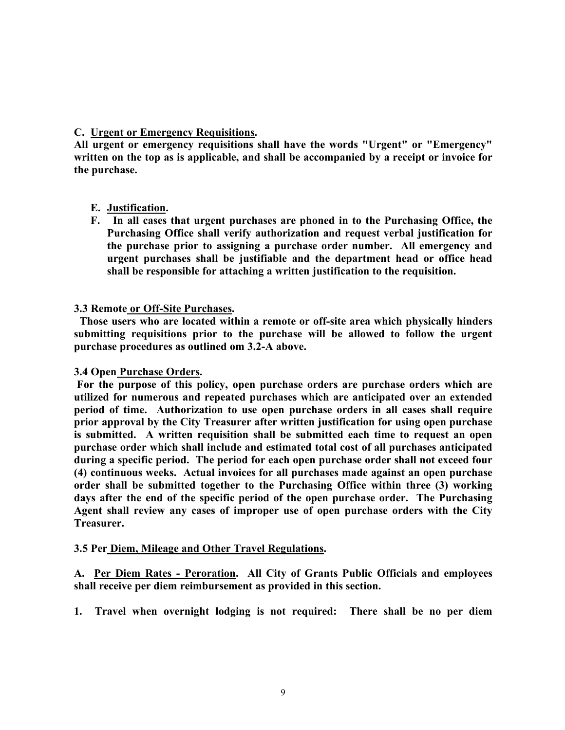**C. <u>Urgent or Emergency Requisitions</u>.**
**All urgent or emergency requisitions shall have the words "Urgent" or "Emergency" written on the top as is applicable, and shall be accompanied by a receipt or invoice for the purchase.**

**E. <u>Justification</u>.**

**F. In all cases that urgent purchases are phoned in to the Purchasing Office, the Purchasing Office shall verify authorization and request verbal justification for the purchase prior to assigning a purchase order number. All emergency and urgent purchases shall be justifiable and the department head or office head shall be responsible for attaching a written justification to the requisition.**

**3.3 Remote <u>or Off-Site Purchases</u>.**
**Those users who are located within a remote or off-site area which physically hinders submitting requisitions prior to the purchase will be allowed to follow the urgent purchase procedures as outlined om 3.2-A above.**

**3.4 Open <u>Purchase Orders</u>.**
**For the purpose of this policy, open purchase orders are purchase orders which are utilized for numerous and repeated purchases which are anticipated over an extended period of time. Authorization to use open purchase orders in all cases shall require prior approval by the City Treasurer after written justification for using open purchase is submitted. A written requisition shall be submitted each time to request an open purchase order which shall include and estimated total cost of all purchases anticipated during a specific period. The period for each open purchase order shall not exceed four (4) continuous weeks. Actual invoices for all purchases made against an open purchase order shall be submitted together to the Purchasing Office within three (3) working days after the end of the specific period of the open purchase order. The Purchasing Agent shall review any cases of improper use of open purchase orders with the City Treasurer.**

**3.5 Per <u>Diem, Mileage and Other Travel Regulations</u>.**

**A. <u>Per Diem Rates - Peroration</u>. All City of Grants Public Officials and employees shall receive per diem reimbursement as provided in this section.**

**1. Travel when overnight lodging is not required: There shall be no per diem**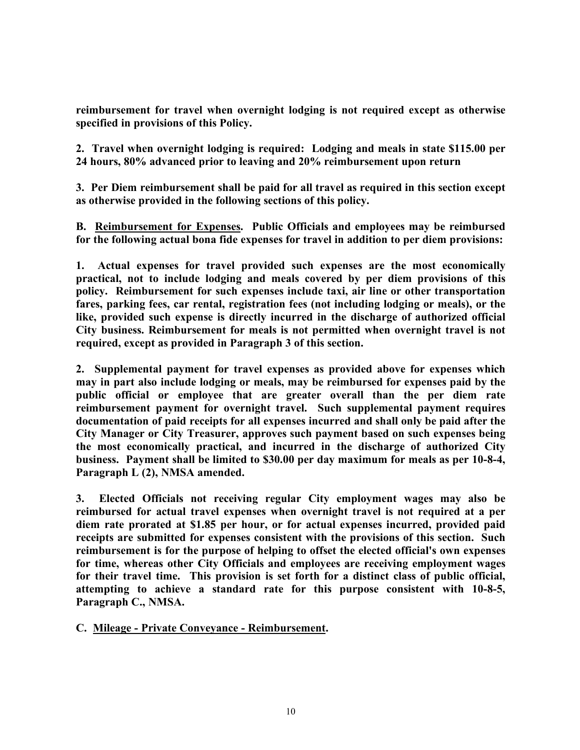**reimbursement for travel when overnight lodging is not required except as otherwise specified in provisions of this Policy.**

**2. Travel when overnight lodging is required: Lodging and meals in state $115.00 per 24 hours, 80% advanced prior to leaving and 20% reimbursement upon return**

**3. Per Diem reimbursement shall be paid for all travel as required in this section except as otherwise provided in the following sections of this policy.**

**B. <u>Reimbursement for Expenses</u>. Public Officials and employees may be reimbursed for the following actual bona fide expenses for travel in addition to per diem provisions:**

**1. Actual expenses for travel provided such expenses are the most economically practical, not to include lodging and meals covered by per diem provisions of this policy. Reimbursement for such expenses include taxi, air line or other transportation fares, parking fees, car rental, registration fees (not including lodging or meals), or the like, provided such expense is directly incurred in the discharge of authorized official City business. Reimbursement for meals is not permitted when overnight travel is not required, except as provided in Paragraph 3 of this section.**

**2. Supplemental payment for travel expenses as provided above for expenses which may in part also include lodging or meals, may be reimbursed for expenses paid by the public official or employee that are greater overall than the per diem rate reimbursement payment for overnight travel. Such supplemental payment requires documentation of paid receipts for all expenses incurred and shall only be paid after the City Manager or City Treasurer, approves such payment based on such expenses being the most economically practical, and incurred in the discharge of authorized City business. Payment shall be limited to $30.00 per day maximum for meals as per 10-8-4, Paragraph L (2), NMSA amended.**

**3. Elected Officials not receiving regular City employment wages may also be reimbursed for actual travel expenses when overnight travel is not required at a per diem rate prorated at $1.85 per hour, or for actual expenses incurred, provided paid receipts are submitted for expenses consistent with the provisions of this section. Such reimbursement is for the purpose of helping to offset the elected official's own expenses for time, whereas other City Officials and employees are receiving employment wages for their travel time. This provision is set forth for a distinct class of public official, attempting to achieve a standard rate for this purpose consistent with 10-8-5, Paragraph C., NMSA.**

**C. <u>Mileage - Private Conveyance - Reimbursement</u>.**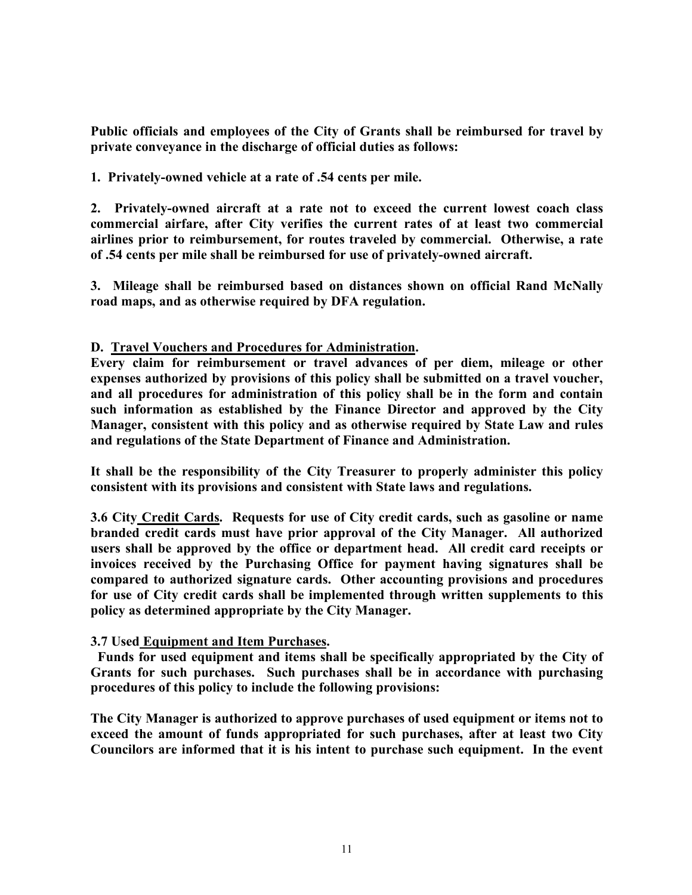**Public officials and employees of the City of Grants shall be reimbursed for travel by private conveyance in the discharge of official duties as follows:**

**1. Privately-owned vehicle at a rate of .54 cents per mile.**

**2. Privately-owned aircraft at a rate not to exceed the current lowest coach class commercial airfare, after City verifies the current rates of at least two commercial airlines prior to reimbursement, for routes traveled by commercial. Otherwise, a rate of .54 cents per mile shall be reimbursed for use of privately-owned aircraft.**

**3. Mileage shall be reimbursed based on distances shown on official Rand McNally road maps, and as otherwise required by DFA regulation.**

**D. <u>Travel Vouchers and Procedures for Administration</u>.**
**Every claim for reimbursement or travel advances of per diem, mileage or other expenses authorized by provisions of this policy shall be submitted on a travel voucher, and all procedures for administration of this policy shall be in the form and contain such information as established by the Finance Director and approved by the City Manager, consistent with this policy and as otherwise required by State Law and rules and regulations of the State Department of Finance and Administration.**

**It shall be the responsibility of the City Treasurer to properly administer this policy consistent with its provisions and consistent with State laws and regulations.**

**3.6 City <u>Credit Cards</u>. Requests for use of City credit cards, such as gasoline or name branded credit cards must have prior approval of the City Manager. All authorized users shall be approved by the office or department head. All credit card receipts or invoices received by the Purchasing Office for payment having signatures shall be compared to authorized signature cards. Other accounting provisions and procedures for use of City credit cards shall be implemented through written supplements to this policy as determined appropriate by the City Manager.**

**3.7 Used <u>Equipment and Item Purchases</u>.**
**Funds for used equipment and items shall be specifically appropriated by the City of Grants for such purchases. Such purchases shall be in accordance with purchasing procedures of this policy to include the following provisions:**

**The City Manager is authorized to approve purchases of used equipment or items not to exceed the amount of funds appropriated for such purchases, after at least two City Councilors are informed that it is his intent to purchase such equipment. In the event**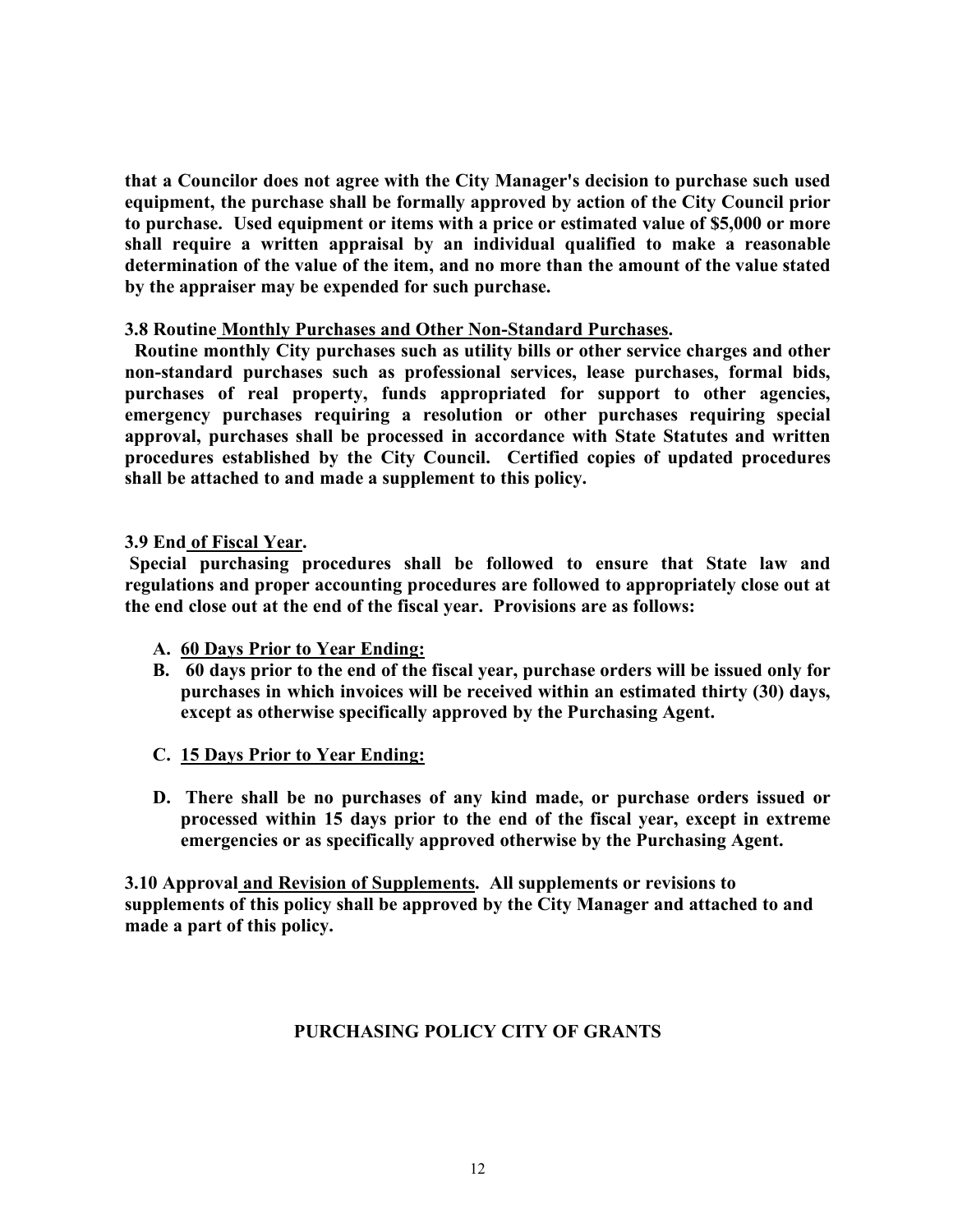**that a Councilor does not agree with the City Manager's decision to purchase such used equipment, the purchase shall be formally approved by action of the City Council prior to purchase. Used equipment or items with a price or estimated value of $5,000 or more shall require a written appraisal by an individual qualified to make a reasonable determination of the value of the item, and no more than the amount of the value stated by the appraiser may be expended for such purchase.**

**3.8 Routine <u>Monthly Purchases and Other Non-Standard Purchases</u>.**

**Routine monthly City purchases such as utility bills or other service charges and other non-standard purchases such as professional services, lease purchases, formal bids, purchases of real property, funds appropriated for support to other agencies, emergency purchases requiring a resolution or other purchases requiring special approval, purchases shall be processed in accordance with State Statutes and written procedures established by the City Council. Certified copies of updated procedures shall be attached to and made a supplement to this policy.**

**3.9 End <u>of Fiscal Year</u>.**

**Special purchasing procedures shall be followed to ensure that State law and regulations and proper accounting procedures are followed to appropriately close out at the end close out at the end of the fiscal year. Provisions are as follows:**

A. **<u>60 Days Prior to Year Ending:</u>**
B. **60 days prior to the end of the fiscal year, purchase orders will be issued only for purchases in which invoices will be received within an estimated thirty (30) days, except as otherwise specifically approved by the Purchasing Agent.**
C. **<u>15 Days Prior to Year Ending:</u>**
D. **There shall be no purchases of any kind made, or purchase orders issued or processed within 15 days prior to the end of the fiscal year, except in extreme emergencies or as specifically approved otherwise by the Purchasing Agent.**

**3.10 Approval <u>and Revision of Supplements</u>. All supplements or revisions to supplements of this policy shall be approved by the City Manager and attached to and made a part of this policy.**

**PURCHASING POLICY CITY OF GRANTS**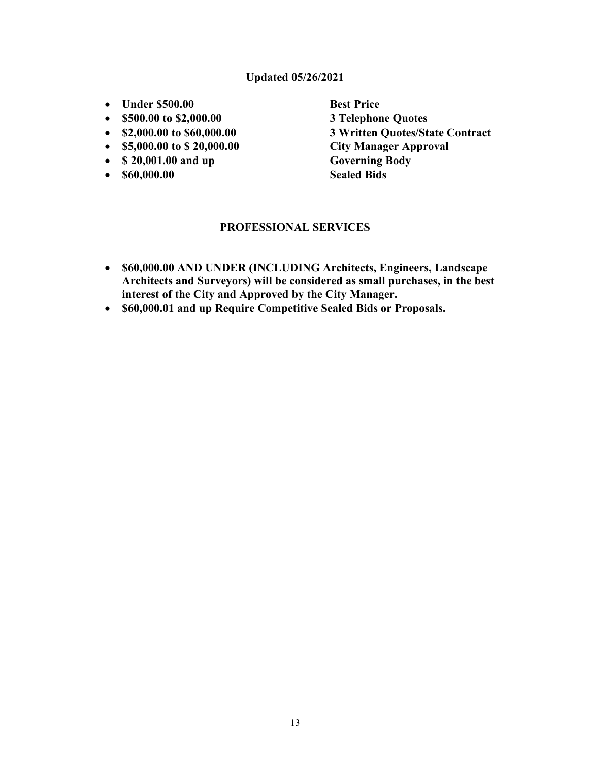**Updated 05/26/2021**

- **Under $500.00** **Best Price**
- **$500.00 to $2,000.00** **3 Telephone Quotes**
- **$2,000.00 to $60,000.00** **3 Written Quotes/State Contract**
- **$5,000.00 to $ 20,000.00** **City Manager Approval**
- **$ 20,001.00 and up** **Governing Body**
- **$60,000.00** **Sealed Bids**

## PROFESSIONAL SERVICES

- **$60,000.00 AND UNDER (INCLUDING Architects, Engineers, Landscape Architects and Surveyors) will be considered as small purchases, in the best interest of the City and Approved by the City Manager.**
- **$60,000.01 and up Require Competitive Sealed Bids or Proposals.**